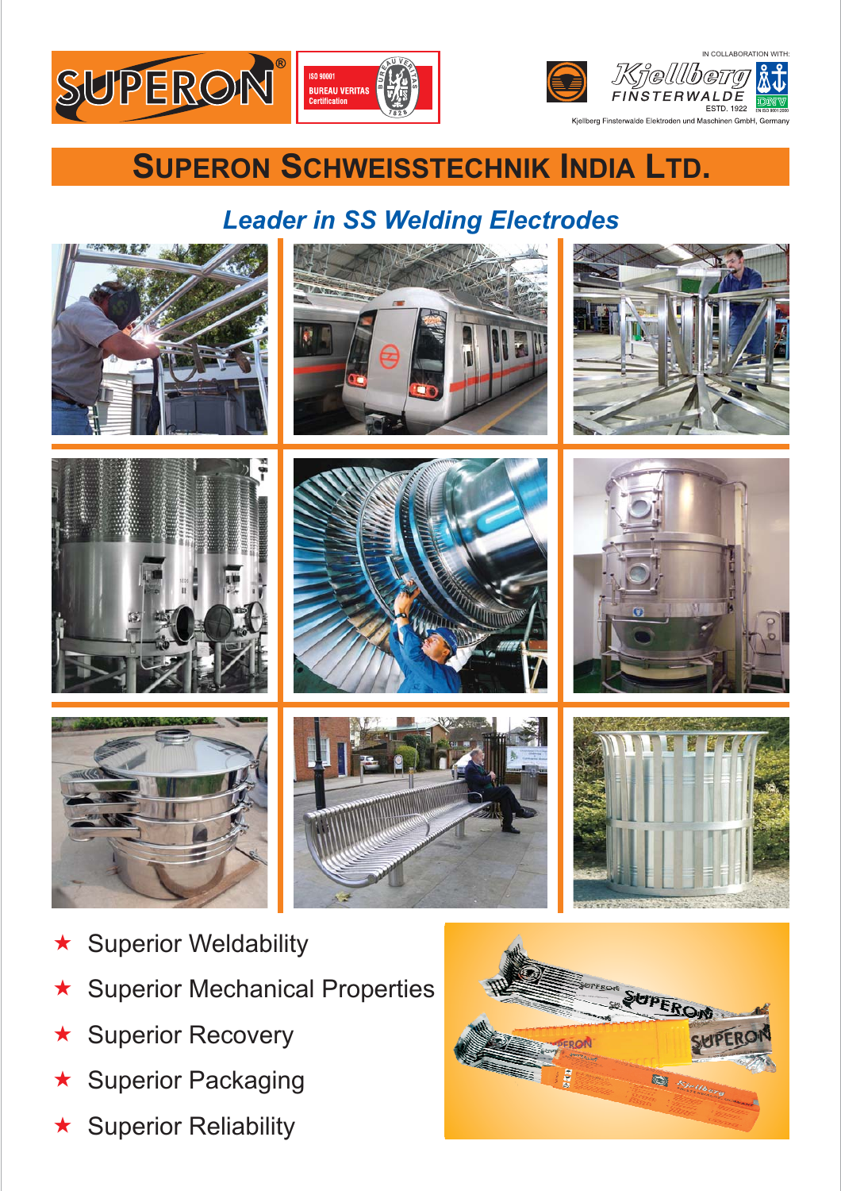SUPERON®

ISO 90001
BUREAU VERITAS
Certification

IN COLLABORATION WITH:

Kjellberg
FINSTERWALDE
ESTD. 1922

Kjellberg Finsterwalde Elektroden und Maschinen GmbH, Germany

# SUPERON SCHWEISSTECHNIK INDIA LTD.

## *Leader in SS Welding Electrodes*

- ★ Superior Weldability
- ★ Superior Mechanical Properties
- ★ Superior Recovery
- ★ Superior Packaging
- ★ Superior Reliability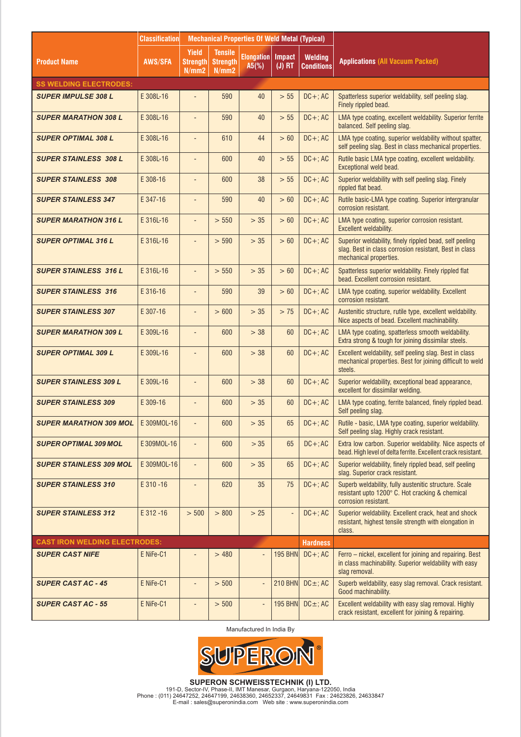| Product Name | Classification | Mechanical Properties Of Weld Metal (Typical) | | | | | Applications (All Vacuum Packed) |
|---|---|---|---|---|---|---|---|
| | AWS/SFA | Yield Strength N/mm2 | Tensile Strength N/mm2 | Elongation A5(%) | Impact (J) RT | Welding Conditions | |
| **SS WELDING ELECTRODES:** | | | | | | | |
| ***SUPER IMPULSE 308 L*** | E 308L-16 | - | 590 | 40 | > 55 | DC+; AC | Spatterless superior weldability, self peeling slag. Finely rippled bead. |
| ***SUPER MARATHON 308 L*** | E 308L-16 | - | 590 | 40 | > 55 | DC+; AC | LMA type coating, excellent weldability. Superior ferrite balanced. Self peeling slag. |
| ***SUPER OPTIMAL 308 L*** | E 308L-16 | - | 610 | 44 | > 60 | DC+; AC | LMA type coating, superior weldability without spatter, self peeling slag. Best in class mechanical properties. |
| ***SUPER STAINLESS 308 L*** | E 308L-16 | - | 600 | 40 | > 55 | DC+; AC | Rutile basic LMA type coating, excellent weldability. Exceptional weld bead. |
| ***SUPER STAINLESS 308*** | E 308-16 | - | 600 | 38 | > 55 | DC+; AC | Superior weldability with self peeling slag. Finely rippled flat bead. |
| ***SUPER STAINLESS 347*** | E 347-16 | - | 590 | 40 | > 60 | DC+; AC | Rutile basic-LMA type coating. Superior intergranular corrosion resistant. |
| ***SUPER MARATHON 316 L*** | E 316L-16 | - | > 550 | > 35 | > 60 | DC+; AC | LMA type coating, superior corrosion resistant. Excellent weldability. |
| ***SUPER OPTIMAL 316 L*** | E 316L-16 | - | > 590 | > 35 | > 60 | DC+; AC | Superior weldability, finely rippled bead, self peeling slag. Best in class corrosion resistant, Best in class mechanical properties. |
| ***SUPER STAINLESS 316 L*** | E 316L-16 | - | > 550 | > 35 | > 60 | DC+; AC | Spatterless superior weldability. Finely rippled flat bead. Excellent corrosion resistant. |
| ***SUPER STAINLESS 316*** | E 316-16 | - | 590 | 39 | > 60 | DC+; AC | LMA type coating, superior weldability. Excellent corrosion resistant. |
| ***SUPER STAINLESS 307*** | E 307-16 | - | > 600 | > 35 | > 75 | DC+; AC | Austenitic structure, rutile type, excellent weldability. Nice aspects of bead. Excellent machinability. |
| ***SUPER MARATHON 309 L*** | E 309L-16 | - | 600 | > 38 | 60 | DC+; AC | LMA type coating, spatterless superior smooth weldability. Extra strong & tough for joining dissimilar steels. |
| ***SUPER OPTIMAL 309 L*** | E 309L-16 | - | 600 | > 38 | 60 | DC+; AC | Excellent weldability, self peeling slag. Best in class mechanical properties. Best for joining difficult to weld steels. |
| ***SUPER STAINLESS 309 L*** | E 309L-16 | - | 600 | > 38 | 60 | DC+; AC | Superior weldability, exceptional bead appearance, excellent for dissimilar welding. |
| ***SUPER STAINLESS 309*** | E 309-16 | - | 600 | > 35 | 60 | DC+; AC | LMA type coating, ferrite balanced, finely rippled bead. Self peeling slag. |
| ***SUPER MARATHON 309 MOL*** | E 309MOL-16 | - | 600 | > 35 | 65 | DC+; AC | Rutile - basic, LMA type coating, superior weldability. Self peeling slag. Highly crack resistant. |
| ***SUPER OPTIMAL 309 MOL*** | E 309MOL-16 | - | 600 | > 35 | 65 | DC+; AC | Extra low carbon. Superior weldability. Nice aspects of bead. High level of delta ferrite. Excellent crack resistant. |
| ***SUPER STAINLESS 309 MOL*** | E 309MOL-16 | - | 600 | > 35 | 65 | DC+; AC | Superior weldability, finely rippled bead, self peeling slag. Superior crack resistant. |
| ***SUPER STAINLESS 310*** | E 310 -16 | - | 620 | 35 | 75 | DC+; AC | Superb weldability, fully austenitic structure. Scale resistant upto 1200° C. Hot cracking & chemical corrosion resistant. |
| ***SUPER STAINLESS 312*** | E 312 -16 | > 500 | > 800 | > 25 | - | DC+; AC | Superior weldability. Excellent crack, heat and shock resistant, highest tensile strength with elongation in class. |
| **CAST IRON WELDING ELECTRODES:** | | | | | Hardness | | |
| ***SUPER CAST NIFE*** | E NiFe-C1 | - | > 480 | - | 195 BHN | DC+; AC | Ferro – nickel, excellent for joining and repairing. Best in class machinability. Superior weldability with easy slag removal. |
| ***SUPER CAST AC - 45*** | E NiFe-C1 | - | > 500 | - | 210 BHN | DC±; AC | Superb weldability, easy slag removal. Crack resistant. Good machinability. |
| ***SUPER CAST AC - 55*** | E NiFe-C1 | - | > 500 | - | 195 BHN | DC±; AC | Excellent weldability with easy slag removal. Highly crack resistant, excellent for joining & repairing. |

Manufactured In India By

SUPERON®

**SUPERON SCHWEISSTECHNIK (I) LTD.**

191-D, Sector-IV, Phase-II, IMT Manesar, Gurgaon, Haryana-122050, India

Phone : (011) 24647252, 24647199, 24638360, 24652337, 24649831 Fax : 24623826, 24633847

E-mail : sales@superonindia.com Web site : www.superonindia.com